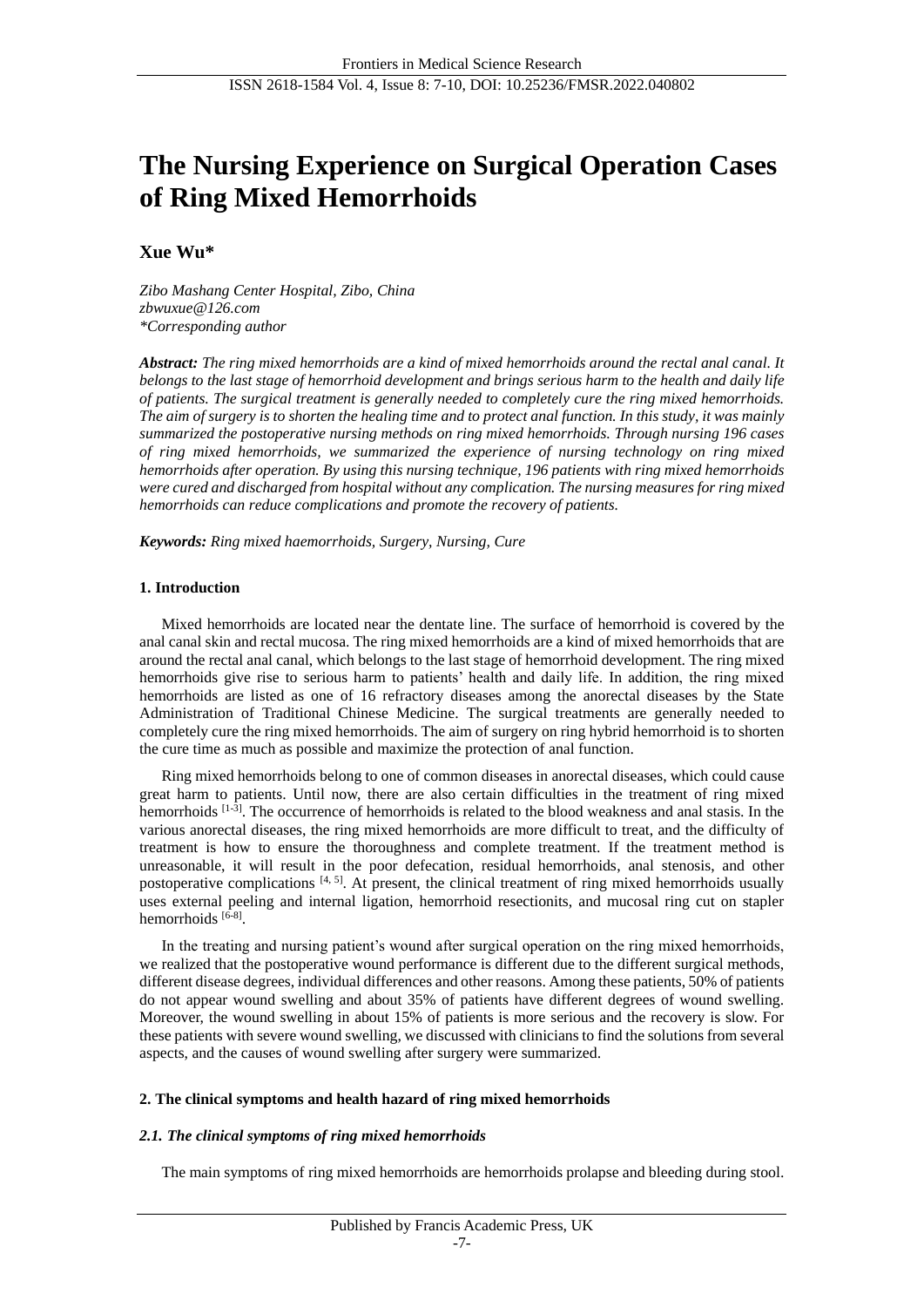# The Nursing Experience on Surgical Operation Cases of Ring Mixed Hemorrhoids

**Xue Wu***

*Zibo Mashang Center Hospital, Zibo, China*
*zbwuxue@126.com*
*\*Corresponding author*

***Abstract:*** *The ring mixed hemorrhoids are a kind of mixed hemorrhoids around the rectal anal canal. It belongs to the last stage of hemorrhoid development and brings serious harm to the health and daily life of patients. The surgical treatment is generally needed to completely cure the ring mixed hemorrhoids. The aim of surgery is to shorten the healing time and to protect anal function. In this study, it was mainly summarized the postoperative nursing methods on ring mixed hemorrhoids. Through nursing 196 cases of ring mixed hemorrhoids, we summarized the experience of nursing technology on ring mixed hemorrhoids after operation. By using this nursing technique, 196 patients with ring mixed hemorrhoids were cured and discharged from hospital without any complication. The nursing measures for ring mixed hemorrhoids can reduce complications and promote the recovery of patients.*

***Keywords:*** *Ring mixed haemorrhoids, Surgery, Nursing, Cure*

## 1. Introduction

Mixed hemorrhoids are located near the dentate line. The surface of hemorrhoid is covered by the anal canal skin and rectal mucosa. The ring mixed hemorrhoids are a kind of mixed hemorrhoids that are around the rectal anal canal, which belongs to the last stage of hemorrhoid development. The ring mixed hemorrhoids give rise to serious harm to patients' health and daily life. In addition, the ring mixed hemorrhoids are listed as one of 16 refractory diseases among the anorectal diseases by the State Administration of Traditional Chinese Medicine. The surgical treatments are generally needed to completely cure the ring mixed hemorrhoids. The aim of surgery on ring hybrid hemorrhoid is to shorten the cure time as much as possible and maximize the protection of anal function.

Ring mixed hemorrhoids belong to one of common diseases in anorectal diseases, which could cause great harm to patients. Until now, there are also certain difficulties in the treatment of ring mixed hemorrhoids [1-3]. The occurrence of hemorrhoids is related to the blood weakness and anal stasis. In the various anorectal diseases, the ring mixed hemorrhoids are more difficult to treat, and the difficulty of treatment is how to ensure the thoroughness and complete treatment. If the treatment method is unreasonable, it will result in the poor defecation, residual hemorrhoids, anal stenosis, and other postoperative complications [4, 5]. At present, the clinical treatment of ring mixed hemorrhoids usually uses external peeling and internal ligation, hemorrhoid resectionits, and mucosal ring cut on stapler hemorrhoids [6-8].

In the treating and nursing patient's wound after surgical operation on the ring mixed hemorrhoids, we realized that the postoperative wound performance is different due to the different surgical methods, different disease degrees, individual differences and other reasons. Among these patients, 50% of patients do not appear wound swelling and about 35% of patients have different degrees of wound swelling. Moreover, the wound swelling in about 15% of patients is more serious and the recovery is slow. For these patients with severe wound swelling, we discussed with clinicians to find the solutions from several aspects, and the causes of wound swelling after surgery were summarized.

## 2. The clinical symptoms and health hazard of ring mixed hemorrhoids

### *2.1. The clinical symptoms of ring mixed hemorrhoids*

The main symptoms of ring mixed hemorrhoids are hemorrhoids prolapse and bleeding during stool.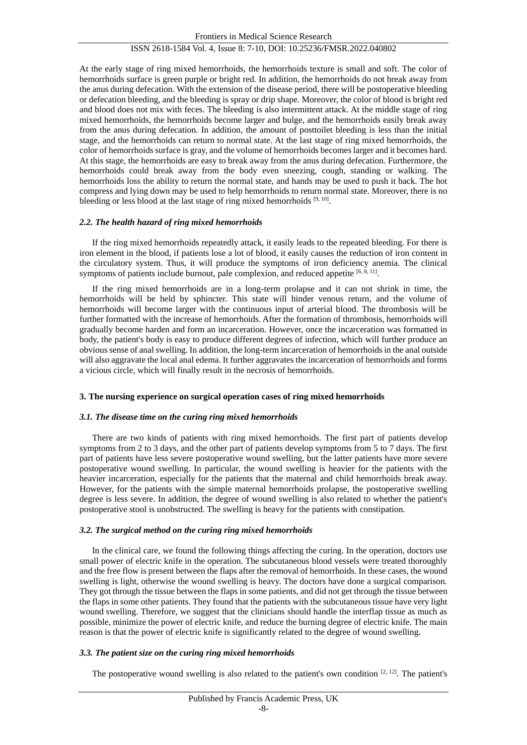At the early stage of ring mixed hemorrhoids, the hemorrhoids texture is small and soft. The color of hemorrhoids surface is green purple or bright red. In addition, the hemorrhoids do not break away from the anus during defecation. With the extension of the disease period, there will be postoperative bleeding or defecation bleeding, and the bleeding is spray or drip shape. Moreover, the color of blood is bright red and blood does not mix with feces. The bleeding is also intermittent attack. At the middle stage of ring mixed hemorrhoids, the hemorrhoids become larger and bulge, and the hemorrhoids easily break away from the anus during defecation. In addition, the amount of posttoilet bleeding is less than the initial stage, and the hemorrhoids can return to normal state. At the last stage of ring mixed hemorrhoids, the color of hemorrhoids surface is gray, and the volume of hemorrhoids becomes larger and it becomes hard. At this stage, the hemorrhoids are easy to break away from the anus during defecation. Furthermore, the hemorrhoids could break away from the body even sneezing, cough, standing or walking. The hemorrhoids loss the ability to return the normal state, and hands may be used to push it back. The hot compress and lying down may be used to help hemorrhoids to return normal state. Moreover, there is no bleeding or less blood at the last stage of ring mixed hemorrhoids [9, 10].

### *2.2. The health hazard of ring mixed hemorrhoids*

If the ring mixed hemorrhoids repeatedly attack, it easily leads to the repeated bleeding. For there is iron element in the blood, if patients lose a lot of blood, it easily causes the reduction of iron content in the circulatory system. Thus, it will produce the symptoms of iron deficiency anemia. The clinical symptoms of patients include burnout, pale complexion, and reduced appetite [6, 8, 11].

If the ring mixed hemorrhoids are in a long-term prolapse and it can not shrink in time, the hemorrhoids will be held by sphincter. This state will hinder venous return, and the volume of hemorrhoids will become larger with the continuous input of arterial blood. The thrombosis will be further formatted with the increase of hemorrhoids. After the formation of thrombosis, hemorrhoids will gradually become harden and form an incarceration. However, once the incarceration was formatted in body, the patient's body is easy to produce different degrees of infection, which will further produce an obvious sense of anal swelling. In addition, the long-term incarceration of hemorrhoids in the anal outside will also aggravate the local anal edema. It further aggravates the incarceration of hemorrhoids and forms a vicious circle, which will finally result in the necrosis of hemorrhoids.

## **3. The nursing experience on surgical operation cases of ring mixed hemorrhoids**

### *3.1. The disease time on the curing ring mixed hemorrhoids*

There are two kinds of patients with ring mixed hemorrhoids. The first part of patients develop symptoms from 2 to 3 days, and the other part of patients develop symptoms from 5 to 7 days. The first part of patients have less severe postoperative wound swelling, but the latter patients have more severe postoperative wound swelling. In particular, the wound swelling is heavier for the patients with the heavier incarceration, especially for the patients that the maternal and child hemorrhoids break away. However, for the patients with the simple maternal hemorrhoids prolapse, the postoperative swelling degree is less severe. In addition, the degree of wound swelling is also related to whether the patient's postoperative stool is unobstructed. The swelling is heavy for the patients with constipation.

### *3.2. The surgical method on the curing ring mixed hemorrhoids*

In the clinical care, we found the following things affecting the curing. In the operation, doctors use small power of electric knife in the operation. The subcutaneous blood vessels were treated thoroughly and the free flow is present between the flaps after the removal of hemorrhoids. In these cases, the wound swelling is light, otherwise the wound swelling is heavy. The doctors have done a surgical comparison. They got through the tissue between the flaps in some patients, and did not get through the tissue between the flaps in some other patients. They found that the patients with the subcutaneous tissue have very light wound swelling. Therefore, we suggest that the clinicians should handle the interflap tissue as much as possible, minimize the power of electric knife, and reduce the burning degree of electric knife. The main reason is that the power of electric knife is significantly related to the degree of wound swelling.

### *3.3. The patient size on the curing ring mixed hemorrhoids*

The postoperative wound swelling is also related to the patient's own condition [2, 12]. The patient's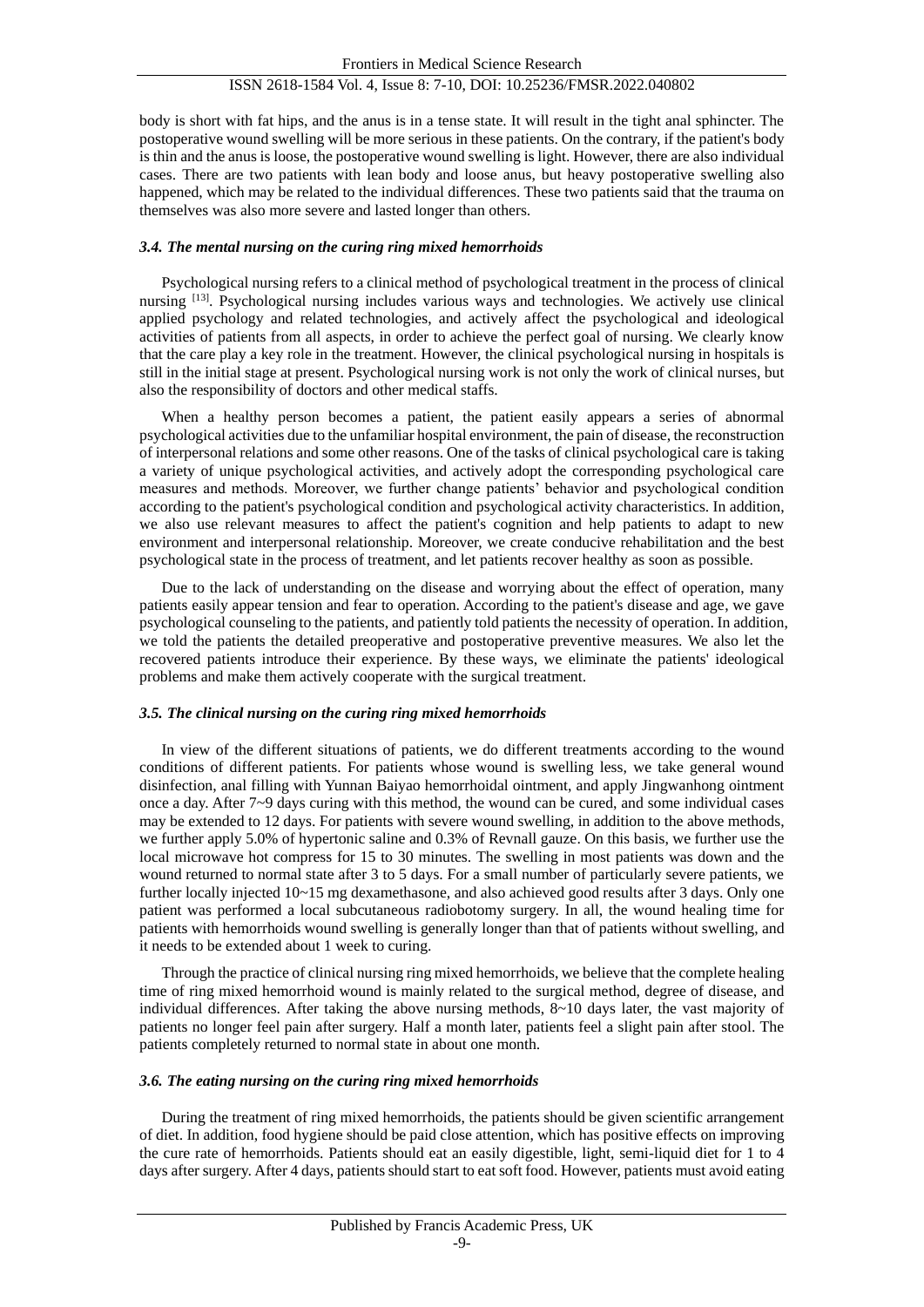body is short with fat hips, and the anus is in a tense state. It will result in the tight anal sphincter. The postoperative wound swelling will be more serious in these patients. On the contrary, if the patient's body is thin and the anus is loose, the postoperative wound swelling is light. However, there are also individual cases. There are two patients with lean body and loose anus, but heavy postoperative swelling also happened, which may be related to the individual differences. These two patients said that the trauma on themselves was also more severe and lasted longer than others.

### *3.4. The mental nursing on the curing ring mixed hemorrhoids*

Psychological nursing refers to a clinical method of psychological treatment in the process of clinical nursing [13]. Psychological nursing includes various ways and technologies. We actively use clinical applied psychology and related technologies, and actively affect the psychological and ideological activities of patients from all aspects, in order to achieve the perfect goal of nursing. We clearly know that the care play a key role in the treatment. However, the clinical psychological nursing in hospitals is still in the initial stage at present. Psychological nursing work is not only the work of clinical nurses, but also the responsibility of doctors and other medical staffs.

When a healthy person becomes a patient, the patient easily appears a series of abnormal psychological activities due to the unfamiliar hospital environment, the pain of disease, the reconstruction of interpersonal relations and some other reasons. One of the tasks of clinical psychological care is taking a variety of unique psychological activities, and actively adopt the corresponding psychological care measures and methods. Moreover, we further change patients' behavior and psychological condition according to the patient's psychological condition and psychological activity characteristics. In addition, we also use relevant measures to affect the patient's cognition and help patients to adapt to new environment and interpersonal relationship. Moreover, we create conducive rehabilitation and the best psychological state in the process of treatment, and let patients recover healthy as soon as possible.

Due to the lack of understanding on the disease and worrying about the effect of operation, many patients easily appear tension and fear to operation. According to the patient's disease and age, we gave psychological counseling to the patients, and patiently told patients the necessity of operation. In addition, we told the patients the detailed preoperative and postoperative preventive measures. We also let the recovered patients introduce their experience. By these ways, we eliminate the patients' ideological problems and make them actively cooperate with the surgical treatment.

### *3.5. The clinical nursing on the curing ring mixed hemorrhoids*

In view of the different situations of patients, we do different treatments according to the wound conditions of different patients. For patients whose wound is swelling less, we take general wound disinfection, anal filling with Yunnan Baiyao hemorrhoidal ointment, and apply Jingwanhong ointment once a day. After 7~9 days curing with this method, the wound can be cured, and some individual cases may be extended to 12 days. For patients with severe wound swelling, in addition to the above methods, we further apply 5.0% of hypertonic saline and 0.3% of Revnall gauze. On this basis, we further use the local microwave hot compress for 15 to 30 minutes. The swelling in most patients was down and the wound returned to normal state after 3 to 5 days. For a small number of particularly severe patients, we further locally injected 10~15 mg dexamethasone, and also achieved good results after 3 days. Only one patient was performed a local subcutaneous radiobotomy surgery. In all, the wound healing time for patients with hemorrhoids wound swelling is generally longer than that of patients without swelling, and it needs to be extended about 1 week to curing.

Through the practice of clinical nursing ring mixed hemorrhoids, we believe that the complete healing time of ring mixed hemorrhoid wound is mainly related to the surgical method, degree of disease, and individual differences. After taking the above nursing methods, 8~10 days later, the vast majority of patients no longer feel pain after surgery. Half a month later, patients feel a slight pain after stool. The patients completely returned to normal state in about one month.

### *3.6. The eating nursing on the curing ring mixed hemorrhoids*

During the treatment of ring mixed hemorrhoids, the patients should be given scientific arrangement of diet. In addition, food hygiene should be paid close attention, which has positive effects on improving the cure rate of hemorrhoids. Patients should eat an easily digestible, light, semi-liquid diet for 1 to 4 days after surgery. After 4 days, patients should start to eat soft food. However, patients must avoid eating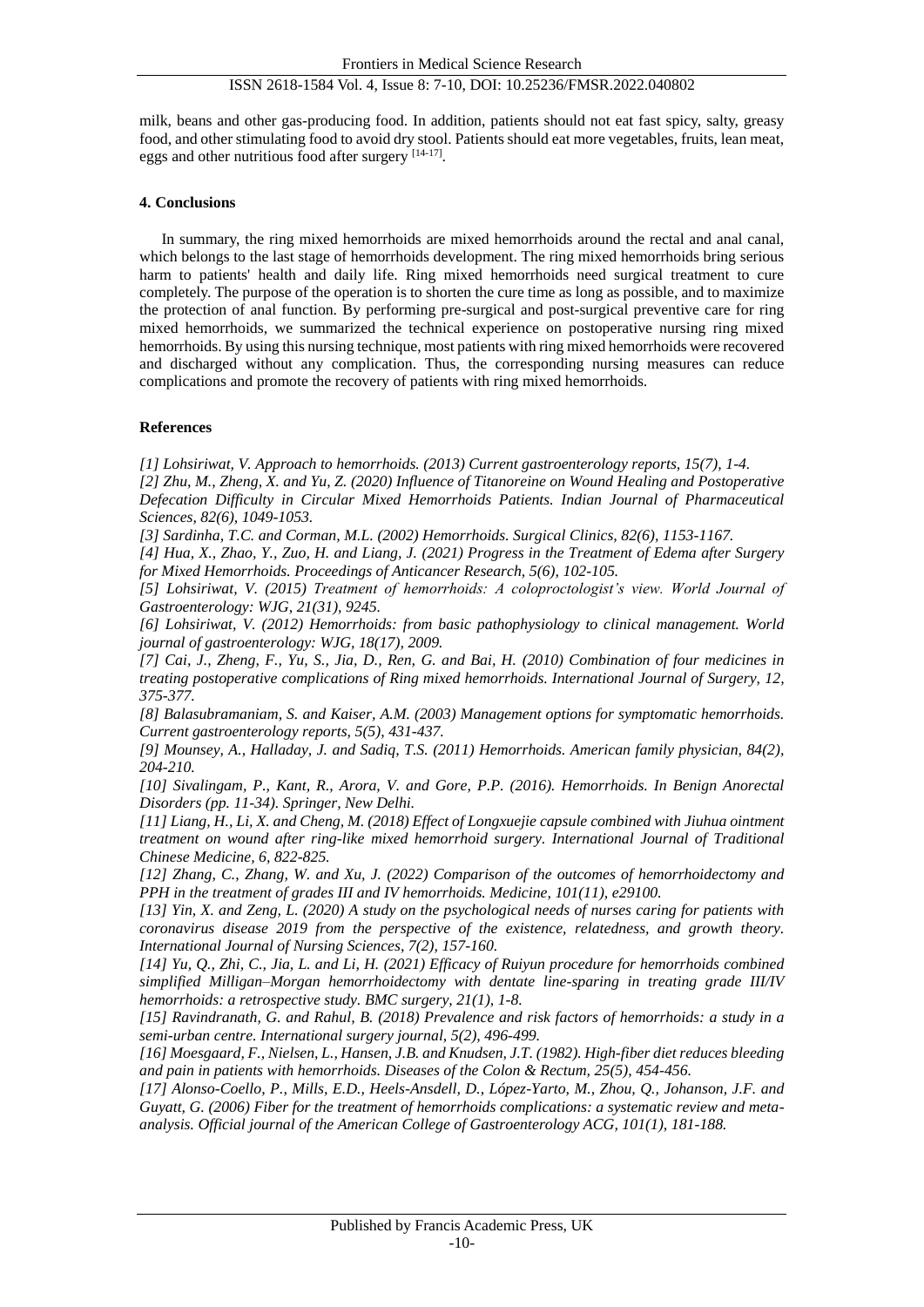milk, beans and other gas-producing food. In addition, patients should not eat fast spicy, salty, greasy food, and other stimulating food to avoid dry stool. Patients should eat more vegetables, fruits, lean meat, eggs and other nutritious food after surgery [14-17].

## 4. Conclusions

In summary, the ring mixed hemorrhoids are mixed hemorrhoids around the rectal and anal canal, which belongs to the last stage of hemorrhoids development. The ring mixed hemorrhoids bring serious harm to patients' health and daily life. Ring mixed hemorrhoids need surgical treatment to cure completely. The purpose of the operation is to shorten the cure time as long as possible, and to maximize the protection of anal function. By performing pre-surgical and post-surgical preventive care for ring mixed hemorrhoids, we summarized the technical experience on postoperative nursing ring mixed hemorrhoids. By using this nursing technique, most patients with ring mixed hemorrhoids were recovered and discharged without any complication. Thus, the corresponding nursing measures can reduce complications and promote the recovery of patients with ring mixed hemorrhoids.

## References

*[1] Lohsiriwat, V. Approach to hemorrhoids. (2013) Current gastroenterology reports, 15(7), 1-4.*

*[2] Zhu, M., Zheng, X. and Yu, Z. (2020) Influence of Titanoreine on Wound Healing and Postoperative Defecation Difficulty in Circular Mixed Hemorrhoids Patients. Indian Journal of Pharmaceutical Sciences, 82(6), 1049-1053.*

*[3] Sardinha, T.C. and Corman, M.L. (2002) Hemorrhoids. Surgical Clinics, 82(6), 1153-1167.*

*[4] Hua, X., Zhao, Y., Zuo, H. and Liang, J. (2021) Progress in the Treatment of Edema after Surgery for Mixed Hemorrhoids. Proceedings of Anticancer Research, 5(6), 102-105.*

*[5] Lohsiriwat, V. (2015) Treatment of hemorrhoids: A coloproctologist's view. World Journal of Gastroenterology: WJG, 21(31), 9245.*

*[6] Lohsiriwat, V. (2012) Hemorrhoids: from basic pathophysiology to clinical management. World journal of gastroenterology: WJG, 18(17), 2009.*

*[7] Cai, J., Zheng, F., Yu, S., Jia, D., Ren, G. and Bai, H. (2010) Combination of four medicines in treating postoperative complications of Ring mixed hemorrhoids. International Journal of Surgery, 12, 375-377.*

*[8] Balasubramaniam, S. and Kaiser, A.M. (2003) Management options for symptomatic hemorrhoids. Current gastroenterology reports, 5(5), 431-437.*

*[9] Mounsey, A., Halladay, J. and Sadiq, T.S. (2011) Hemorrhoids. American family physician, 84(2), 204-210.*

*[10] Sivalingam, P., Kant, R., Arora, V. and Gore, P.P. (2016). Hemorrhoids. In Benign Anorectal Disorders (pp. 11-34). Springer, New Delhi.*

*[11] Liang, H., Li, X. and Cheng, M. (2018) Effect of Longxuejie capsule combined with Jiuhua ointment treatment on wound after ring-like mixed hemorrhoid surgery. International Journal of Traditional Chinese Medicine, 6, 822-825.*

*[12] Zhang, C., Zhang, W. and Xu, J. (2022) Comparison of the outcomes of hemorrhoidectomy and PPH in the treatment of grades III and IV hemorrhoids. Medicine, 101(11), e29100.*

*[13] Yin, X. and Zeng, L. (2020) A study on the psychological needs of nurses caring for patients with coronavirus disease 2019 from the perspective of the existence, relatedness, and growth theory. International Journal of Nursing Sciences, 7(2), 157-160.*

*[14] Yu, Q., Zhi, C., Jia, L. and Li, H. (2021) Efficacy of Ruiyun procedure for hemorrhoids combined simplified Milligan–Morgan hemorrhoidectomy with dentate line-sparing in treating grade III/IV hemorrhoids: a retrospective study. BMC surgery, 21(1), 1-8.*

*[15] Ravindranath, G. and Rahul, B. (2018) Prevalence and risk factors of hemorrhoids: a study in a semi-urban centre. International surgery journal, 5(2), 496-499.*

*[16] Moesgaard, F., Nielsen, L., Hansen, J.B. and Knudsen, J.T. (1982). High-fiber diet reduces bleeding and pain in patients with hemorrhoids. Diseases of the Colon & Rectum, 25(5), 454-456.*

*[17] Alonso-Coello, P., Mills, E.D., Heels-Ansdell, D., López-Yarto, M., Zhou, Q., Johanson, J.F. and Guyatt, G. (2006) Fiber for the treatment of hemorrhoids complications: a systematic review and meta-analysis. Official journal of the American College of Gastroenterology ACG, 101(1), 181-188.*